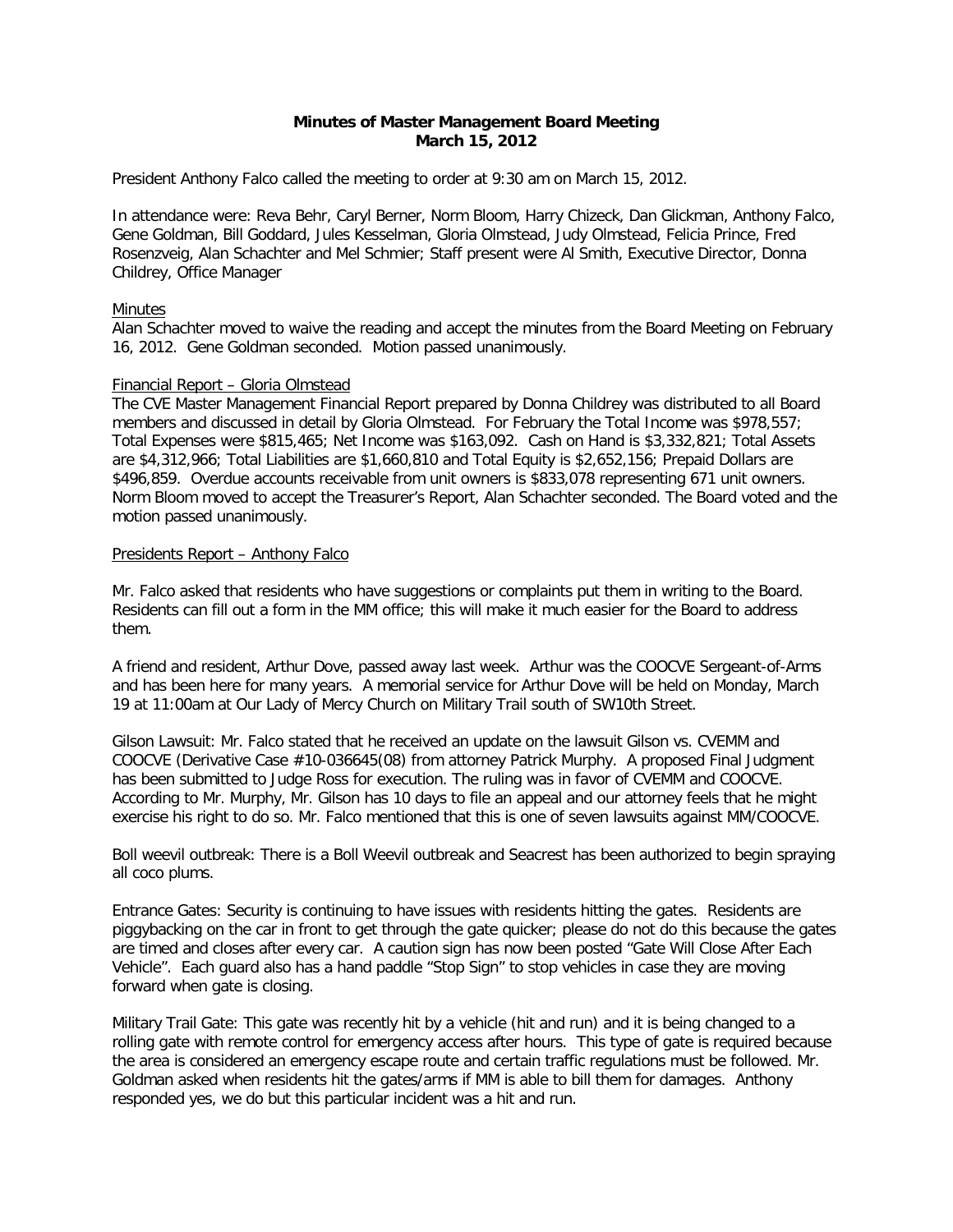**Minutes of Master Management Board Meeting**
**March 15, 2012**

President Anthony Falco called the meeting to order at 9:30 am on March 15, 2012.

In attendance were: Reva Behr, Caryl Berner, Norm Bloom, Harry Chizeck, Dan Glickman, Anthony Falco, Gene Goldman, Bill Goddard, Jules Kesselman, Gloria Olmstead, Judy Olmstead, Felicia Prince, Fred Rosenzveig, Alan Schachter and Mel Schmier; Staff present were Al Smith, Executive Director, Donna Childrey, Office Manager

Minutes

Alan Schachter moved to waive the reading and accept the minutes from the Board Meeting on February 16, 2012. Gene Goldman seconded. Motion passed unanimously.

Financial Report – Gloria Olmstead

The CVE Master Management Financial Report prepared by Donna Childrey was distributed to all Board members and discussed in detail by Gloria Olmstead. For February the Total Income was \$978,557; Total Expenses were \$815,465; Net Income was \$163,092. Cash on Hand is \$3,332,821; Total Assets are \$4,312,966; Total Liabilities are \$1,660,810 and Total Equity is \$2,652,156; Prepaid Dollars are \$496,859. Overdue accounts receivable from unit owners is \$833,078 representing 671 unit owners. Norm Bloom moved to accept the Treasurer's Report, Alan Schachter seconded. The Board voted and the motion passed unanimously.

Presidents Report – Anthony Falco

Mr. Falco asked that residents who have suggestions or complaints put them in writing to the Board. Residents can fill out a form in the MM office; this will make it much easier for the Board to address them.

A friend and resident, Arthur Dove, passed away last week. Arthur was the COOCVE Sergeant-of-Arms and has been here for many years. A memorial service for Arthur Dove will be held on Monday, March 19 at 11:00am at Our Lady of Mercy Church on Military Trail south of SW10th Street.

Gilson Lawsuit: Mr. Falco stated that he received an update on the lawsuit Gilson vs. CVEMM and COOCVE (Derivative Case #10-036645(08) from attorney Patrick Murphy. A proposed Final Judgment has been submitted to Judge Ross for execution. The ruling was in favor of CVEMM and COOCVE. According to Mr. Murphy, Mr. Gilson has 10 days to file an appeal and our attorney feels that he might exercise his right to do so. Mr. Falco mentioned that this is one of seven lawsuits against MM/COOCVE.

Boll weevil outbreak: There is a Boll Weevil outbreak and Seacrest has been authorized to begin spraying all coco plums.

Entrance Gates: Security is continuing to have issues with residents hitting the gates. Residents are piggybacking on the car in front to get through the gate quicker; please do not do this because the gates are timed and closes after every car. A caution sign has now been posted "Gate Will Close After Each Vehicle". Each guard also has a hand paddle "Stop Sign" to stop vehicles in case they are moving forward when gate is closing.

Military Trail Gate: This gate was recently hit by a vehicle (hit and run) and it is being changed to a rolling gate with remote control for emergency access after hours. This type of gate is required because the area is considered an emergency escape route and certain traffic regulations must be followed. Mr. Goldman asked when residents hit the gates/arms if MM is able to bill them for damages. Anthony responded yes, we do but this particular incident was a hit and run.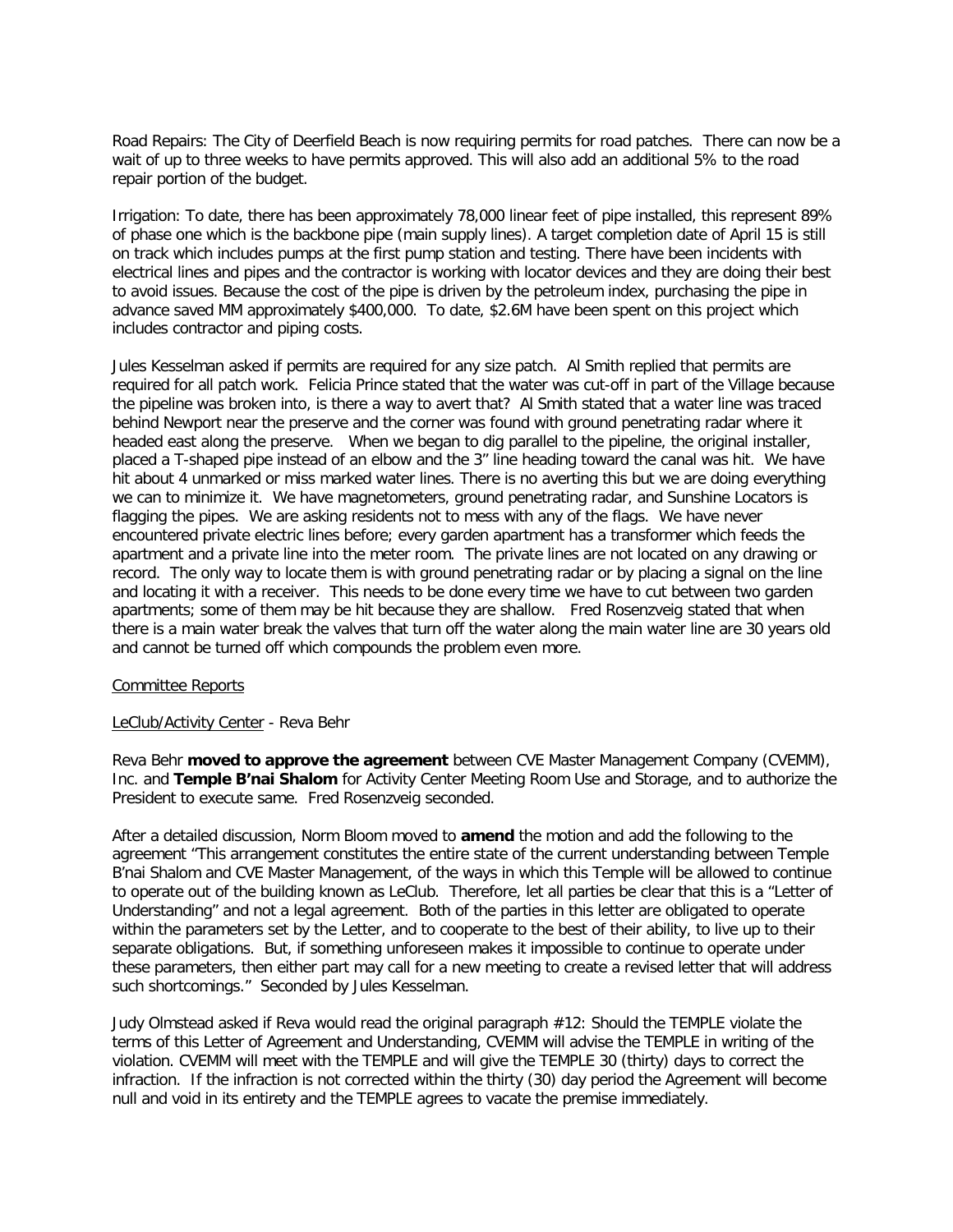Road Repairs: The City of Deerfield Beach is now requiring permits for road patches. There can now be a wait of up to three weeks to have permits approved. This will also add an additional 5% to the road repair portion of the budget.

Irrigation: To date, there has been approximately 78,000 linear feet of pipe installed, this represent 89% of phase one which is the backbone pipe (main supply lines). A target completion date of April 15 is still on track which includes pumps at the first pump station and testing. There have been incidents with electrical lines and pipes and the contractor is working with locator devices and they are doing their best to avoid issues. Because the cost of the pipe is driven by the petroleum index, purchasing the pipe in advance saved MM approximately $400,000. To date, $2.6M have been spent on this project which includes contractor and piping costs.

Jules Kesselman asked if permits are required for any size patch. Al Smith replied that permits are required for all patch work. Felicia Prince stated that the water was cut-off in part of the Village because the pipeline was broken into, is there a way to avert that? Al Smith stated that a water line was traced behind Newport near the preserve and the corner was found with ground penetrating radar where it headed east along the preserve. When we began to dig parallel to the pipeline, the original installer, placed a T-shaped pipe instead of an elbow and the 3" line heading toward the canal was hit. We have hit about 4 unmarked or miss marked water lines. There is no averting this but we are doing everything we can to minimize it. We have magnetometers, ground penetrating radar, and Sunshine Locators is flagging the pipes. We are asking residents not to mess with any of the flags. We have never encountered private electric lines before; every garden apartment has a transformer which feeds the apartment and a private line into the meter room. The private lines are not located on any drawing or record. The only way to locate them is with ground penetrating radar or by placing a signal on the line and locating it with a receiver. This needs to be done every time we have to cut between two garden apartments; some of them may be hit because they are shallow. Fred Rosenzveig stated that when there is a main water break the valves that turn off the water along the main water line are 30 years old and cannot be turned off which compounds the problem even more.

Committee Reports

LeClub/Activity Center - Reva Behr

Reva Behr **moved to approve the agreement** between CVE Master Management Company (CVEMM), Inc. and **Temple B'nai Shalom** for Activity Center Meeting Room Use and Storage, and to authorize the President to execute same. Fred Rosenzveig seconded.

After a detailed discussion, Norm Bloom moved to **amend** the motion and add the following to the agreement "This arrangement constitutes the entire state of the current understanding between Temple B'nai Shalom and CVE Master Management, of the ways in which this Temple will be allowed to continue to operate out of the building known as LeClub. Therefore, let all parties be clear that this is a "Letter of Understanding" and not a legal agreement. Both of the parties in this letter are obligated to operate within the parameters set by the Letter, and to cooperate to the best of their ability, to live up to their separate obligations. But, if something unforeseen makes it impossible to continue to operate under these parameters, then either part may call for a new meeting to create a revised letter that will address such shortcomings." Seconded by Jules Kesselman.

Judy Olmstead asked if Reva would read the original paragraph #12: Should the TEMPLE violate the terms of this Letter of Agreement and Understanding, CVEMM will advise the TEMPLE in writing of the violation. CVEMM will meet with the TEMPLE and will give the TEMPLE 30 (thirty) days to correct the infraction. If the infraction is not corrected within the thirty (30) day period the Agreement will become null and void in its entirety and the TEMPLE agrees to vacate the premise immediately.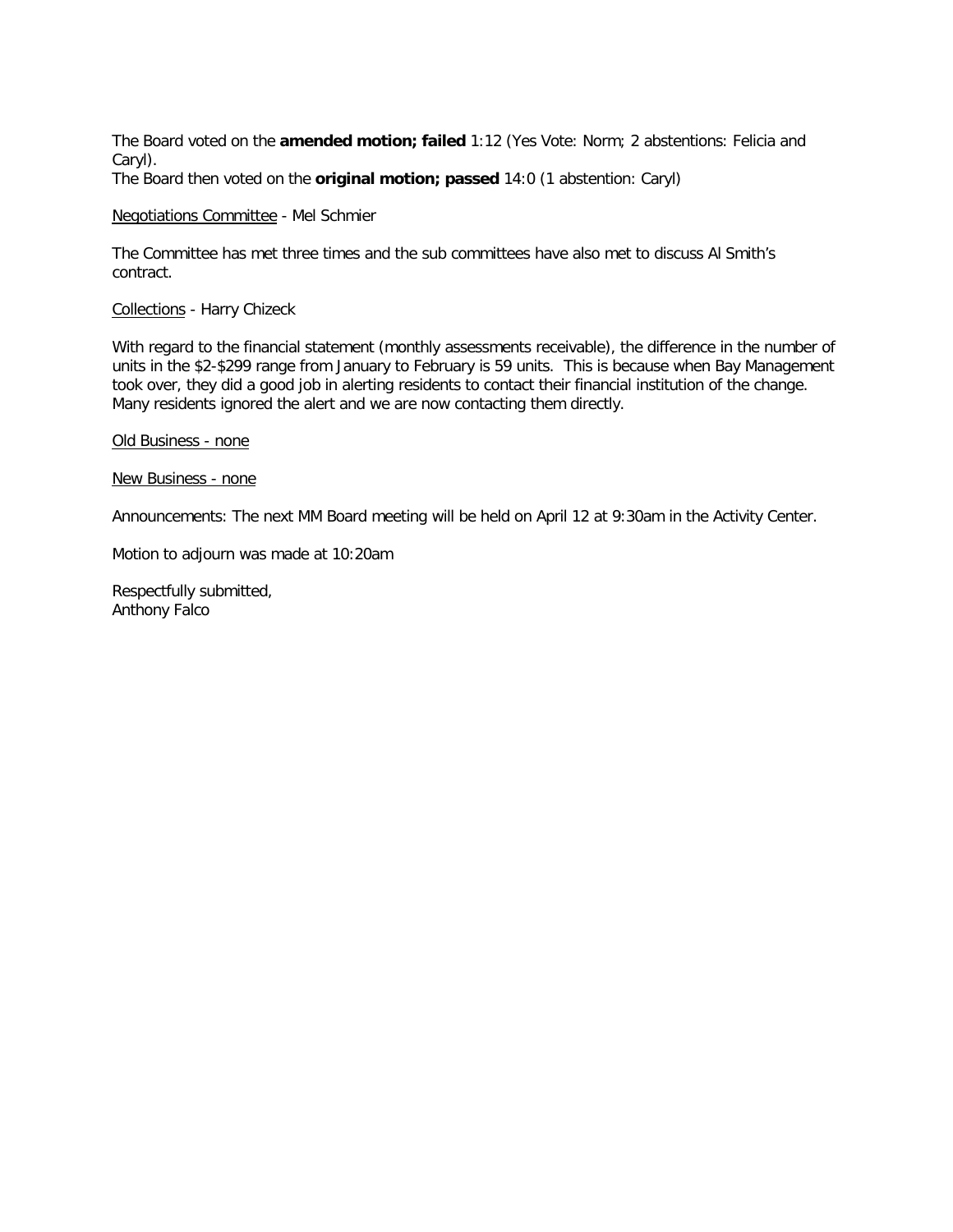The Board voted on the **amended motion; failed** 1:12 (Yes Vote: Norm; 2 abstentions: Felicia and Caryl).
The Board then voted on the **original motion; passed** 14:0 (1 abstention: Caryl)

Negotiations Committee - Mel Schmier

The Committee has met three times and the sub committees have also met to discuss Al Smith's contract.

Collections - Harry Chizeck

With regard to the financial statement (monthly assessments receivable), the difference in the number of units in the $2-$299 range from January to February is 59 units. This is because when Bay Management took over, they did a good job in alerting residents to contact their financial institution of the change. Many residents ignored the alert and we are now contacting them directly.

Old Business - none

New Business - none

Announcements: The next MM Board meeting will be held on April 12 at 9:30am in the Activity Center.

Motion to adjourn was made at 10:20am

Respectfully submitted,
Anthony Falco